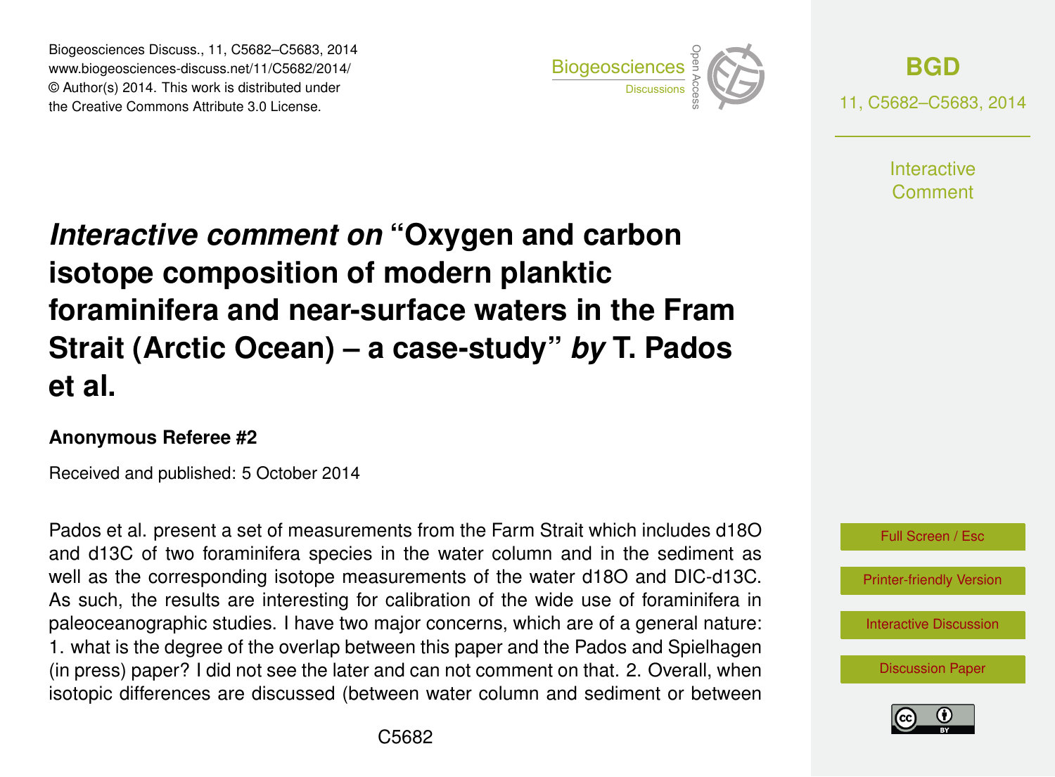# *Interactive comment on* "Oxygen and carbon isotope composition of modern planktic foraminifera and near-surface waters in the Fram Strait (Arctic Ocean) – a case-study" *by* T. Pados et al.

**Anonymous Referee #2**

Received and published: 5 October 2014

Pados et al. present a set of measurements from the Farm Strait which includes d18O and d13C of two foraminifera species in the water column and in the sediment as well as the corresponding isotope measurements of the water d18O and DIC-d13C. As such, the results are interesting for calibration of the wide use of foraminifera in paleoceanographic studies. I have two major concerns, which are of a general nature: 1. what is the degree of the overlap between this paper and the Pados and Spielhagen (in press) paper? I did not see the later and can not comment on that. 2. Overall, when isotopic differences are discussed (between water column and sediment or between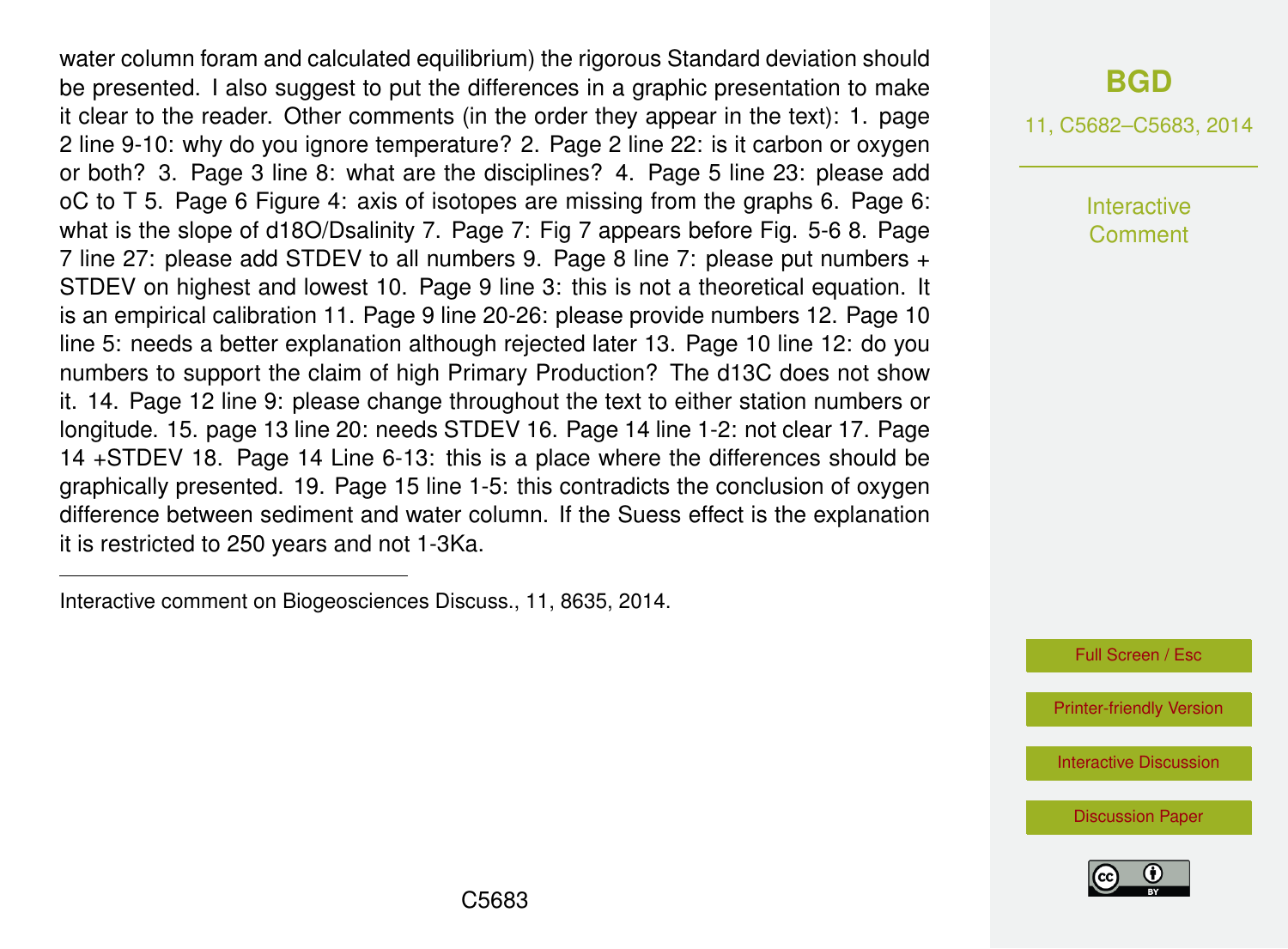water column foram and calculated equilibrium) the rigorous Standard deviation should be presented. I also suggest to put the differences in a graphic presentation to make it clear to the reader. Other comments (in the order they appear in the text): 1. page 2 line 9-10: why do you ignore temperature? 2. Page 2 line 22: is it carbon or oxygen or both? 3. Page 3 line 8: what are the disciplines? 4. Page 5 line 23: please add oC to T 5. Page 6 Figure 4: axis of isotopes are missing from the graphs 6. Page 6: what is the slope of d18O/Dsalinity 7. Page 7: Fig 7 appears before Fig. 5-6 8. Page 7 line 27: please add STDEV to all numbers 9. Page 8 line 7: please put numbers + STDEV on highest and lowest 10. Page 9 line 3: this is not a theoretical equation. It is an empirical calibration 11. Page 9 line 20-26: please provide numbers 12. Page 10 line 5: needs a better explanation although rejected later 13. Page 10 line 12: do you numbers to support the claim of high Primary Production? The d13C does not show it. 14. Page 12 line 9: please change throughout the text to either station numbers or longitude. 15. page 13 line 20: needs STDEV 16. Page 14 line 1-2: not clear 17. Page 14 +STDEV 18. Page 14 Line 6-13: this is a place where the differences should be graphically presented. 19. Page 15 line 1-5: this contradicts the conclusion of oxygen difference between sediment and water column. If the Suess effect is the explanation it is restricted to 250 years and not 1-3Ka.

---

Interactive comment on Biogeosciences Discuss., 11, 8635, 2014.